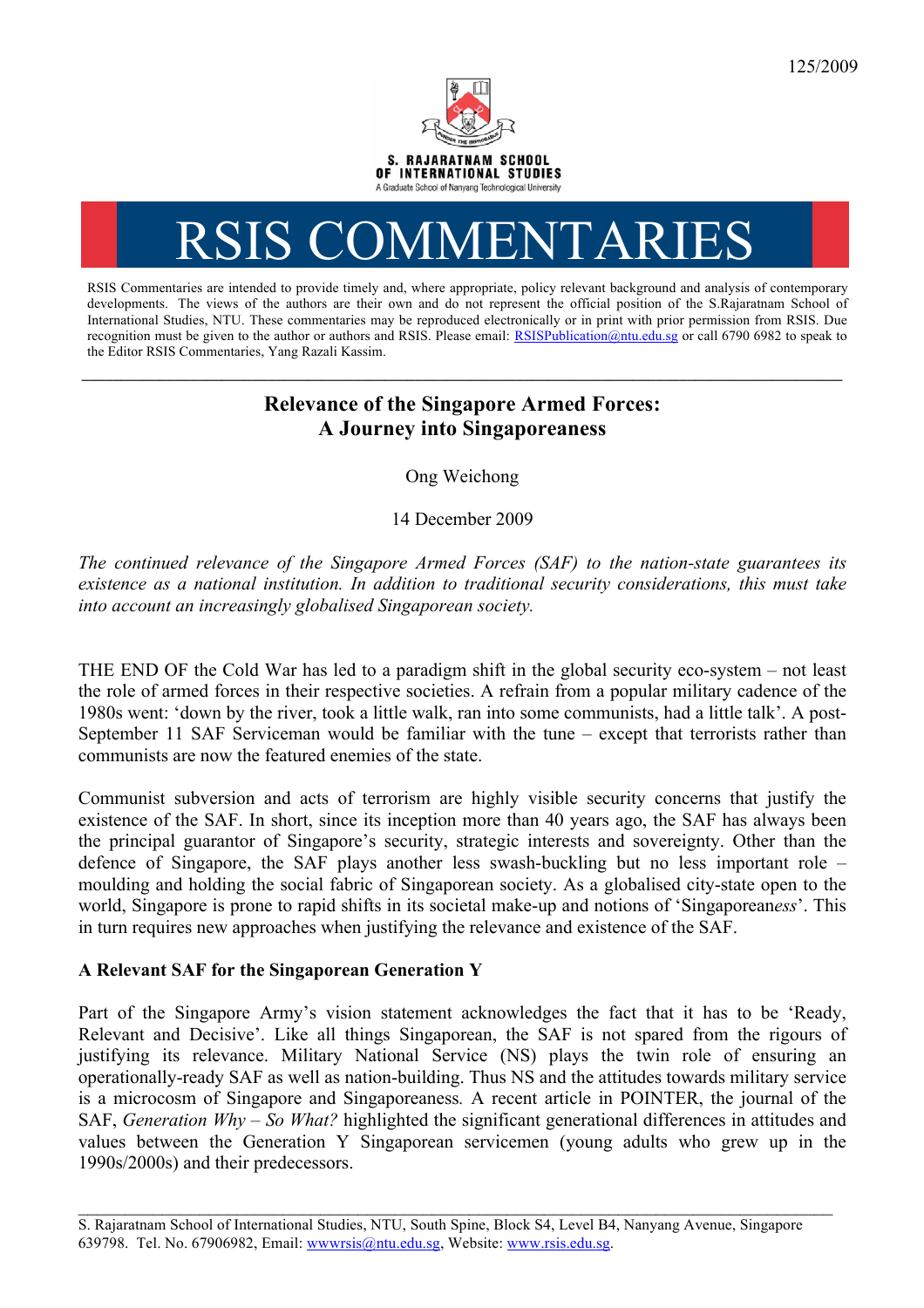125/2009

S. RAJARATNAM SCHOOL OF INTERNATIONAL STUDIES
A Graduate School of Nanyang Technological University

# RSIS COMMENTARIES

RSIS Commentaries are intended to provide timely and, where appropriate, policy relevant background and analysis of contemporary developments. The views of the authors are their own and do not represent the official position of the S.Rajaratnam School of International Studies, NTU. These commentaries may be reproduced electronically or in print with prior permission from RSIS. Due recognition must be given to the author or authors and RSIS. Please email: RSISPublication@ntu.edu.sg or call 6790 6982 to speak to the Editor RSIS Commentaries, Yang Razali Kassim.

---

## Relevance of the Singapore Armed Forces: A Journey into Singaporeaness

Ong Weichong

14 December 2009

*The continued relevance of the Singapore Armed Forces (SAF) to the nation-state guarantees its existence as a national institution. In addition to traditional security considerations, this must take into account an increasingly globalised Singaporean society.*

THE END OF the Cold War has led to a paradigm shift in the global security eco-system – not least the role of armed forces in their respective societies. A refrain from a popular military cadence of the 1980s went: 'down by the river, took a little walk, ran into some communists, had a little talk'. A post-September 11 SAF Serviceman would be familiar with the tune – except that terrorists rather than communists are now the featured enemies of the state.

Communist subversion and acts of terrorism are highly visible security concerns that justify the existence of the SAF. In short, since its inception more than 40 years ago, the SAF has always been the principal guarantor of Singapore's security, strategic interests and sovereignty. Other than the defence of Singapore, the SAF plays another less swash-buckling but no less important role – moulding and holding the social fabric of Singaporean society. As a globalised city-state open to the world, Singapore is prone to rapid shifts in its societal make-up and notions of 'Singaporean*ess*'. This in turn requires new approaches when justifying the relevance and existence of the SAF.

### A Relevant SAF for the Singaporean Generation Y

Part of the Singapore Army's vision statement acknowledges the fact that it has to be 'Ready, Relevant and Decisive'. Like all things Singaporean, the SAF is not spared from the rigours of justifying its relevance. Military National Service (NS) plays the twin role of ensuring an operationally-ready SAF as well as nation-building. Thus NS and the attitudes towards military service is a microcosm of Singapore and Singaporeaness. A recent article in POINTER, the journal of the SAF, *Generation Why – So What?* highlighted the significant generational differences in attitudes and values between the Generation Y Singaporean servicemen (young adults who grew up in the 1990s/2000s) and their predecessors.

---

S. Rajaratnam School of International Studies, NTU, South Spine, Block S4, Level B4, Nanyang Avenue, Singapore 639798. Tel. No. 67906982, Email: wwwrsis@ntu.edu.sg, Website: www.rsis.edu.sg.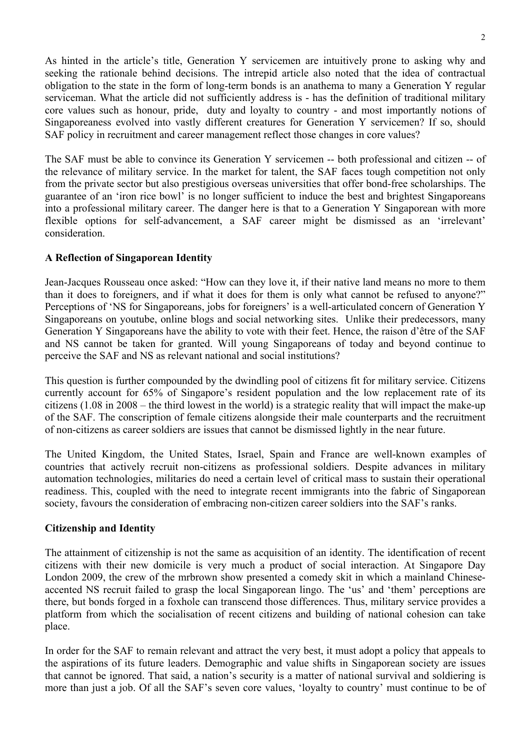As hinted in the article's title, Generation Y servicemen are intuitively prone to asking why and seeking the rationale behind decisions. The intrepid article also noted that the idea of contractual obligation to the state in the form of long-term bonds is an anathema to many a Generation Y regular serviceman. What the article did not sufficiently address is - has the definition of traditional military core values such as honour, pride, duty and loyalty to country - and most importantly notions of Singaporeaness evolved into vastly different creatures for Generation Y servicemen? If so, should SAF policy in recruitment and career management reflect those changes in core values?

The SAF must be able to convince its Generation Y servicemen -- both professional and citizen -- of the relevance of military service. In the market for talent, the SAF faces tough competition not only from the private sector but also prestigious overseas universities that offer bond-free scholarships. The guarantee of an 'iron rice bowl' is no longer sufficient to induce the best and brightest Singaporeans into a professional military career. The danger here is that to a Generation Y Singaporean with more flexible options for self-advancement, a SAF career might be dismissed as an 'irrelevant' consideration.

**A Reflection of Singaporean Identity**

Jean-Jacques Rousseau once asked: "How can they love it, if their native land means no more to them than it does to foreigners, and if what it does for them is only what cannot be refused to anyone?" Perceptions of 'NS for Singaporeans, jobs for foreigners' is a well-articulated concern of Generation Y Singaporeans on youtube, online blogs and social networking sites. Unlike their predecessors, many Generation Y Singaporeans have the ability to vote with their feet. Hence, the raison d'être of the SAF and NS cannot be taken for granted. Will young Singaporeans of today and beyond continue to perceive the SAF and NS as relevant national and social institutions?

This question is further compounded by the dwindling pool of citizens fit for military service. Citizens currently account for 65% of Singapore's resident population and the low replacement rate of its citizens (1.08 in 2008 – the third lowest in the world) is a strategic reality that will impact the make-up of the SAF. The conscription of female citizens alongside their male counterparts and the recruitment of non-citizens as career soldiers are issues that cannot be dismissed lightly in the near future.

The United Kingdom, the United States, Israel, Spain and France are well-known examples of countries that actively recruit non-citizens as professional soldiers. Despite advances in military automation technologies, militaries do need a certain level of critical mass to sustain their operational readiness. This, coupled with the need to integrate recent immigrants into the fabric of Singaporean society, favours the consideration of embracing non-citizen career soldiers into the SAF's ranks.

**Citizenship and Identity**

The attainment of citizenship is not the same as acquisition of an identity. The identification of recent citizens with their new domicile is very much a product of social interaction. At Singapore Day London 2009, the crew of the mrbrown show presented a comedy skit in which a mainland Chinese-accented NS recruit failed to grasp the local Singaporean lingo. The 'us' and 'them' perceptions are there, but bonds forged in a foxhole can transcend those differences. Thus, military service provides a platform from which the socialisation of recent citizens and building of national cohesion can take place.

In order for the SAF to remain relevant and attract the very best, it must adopt a policy that appeals to the aspirations of its future leaders. Demographic and value shifts in Singaporean society are issues that cannot be ignored. That said, a nation's security is a matter of national survival and soldiering is more than just a job. Of all the SAF's seven core values, 'loyalty to country' must continue to be of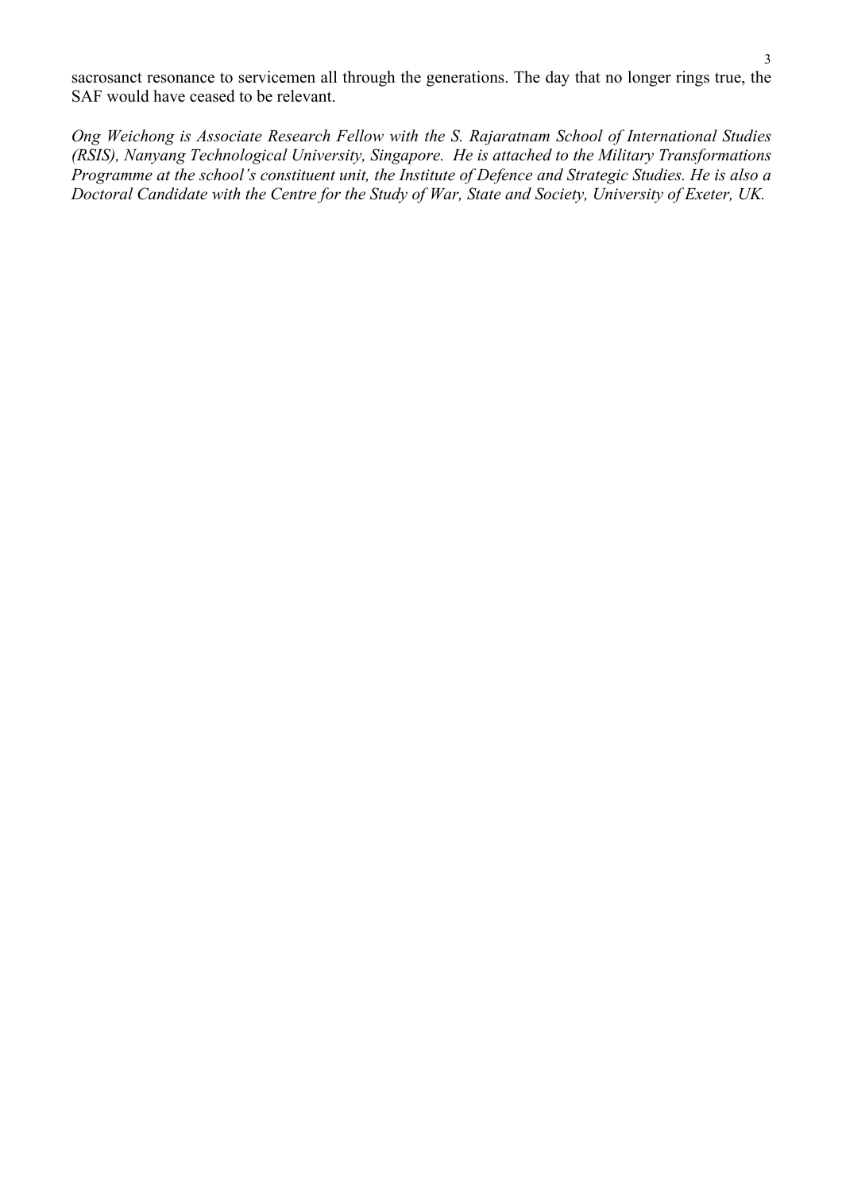sacrosanct resonance to servicemen all through the generations. The day that no longer rings true, the SAF would have ceased to be relevant.

*Ong Weichong is Associate Research Fellow with the S. Rajaratnam School of International Studies (RSIS), Nanyang Technological University, Singapore. He is attached to the Military Transformations Programme at the school's constituent unit, the Institute of Defence and Strategic Studies. He is also a Doctoral Candidate with the Centre for the Study of War, State and Society, University of Exeter, UK.*